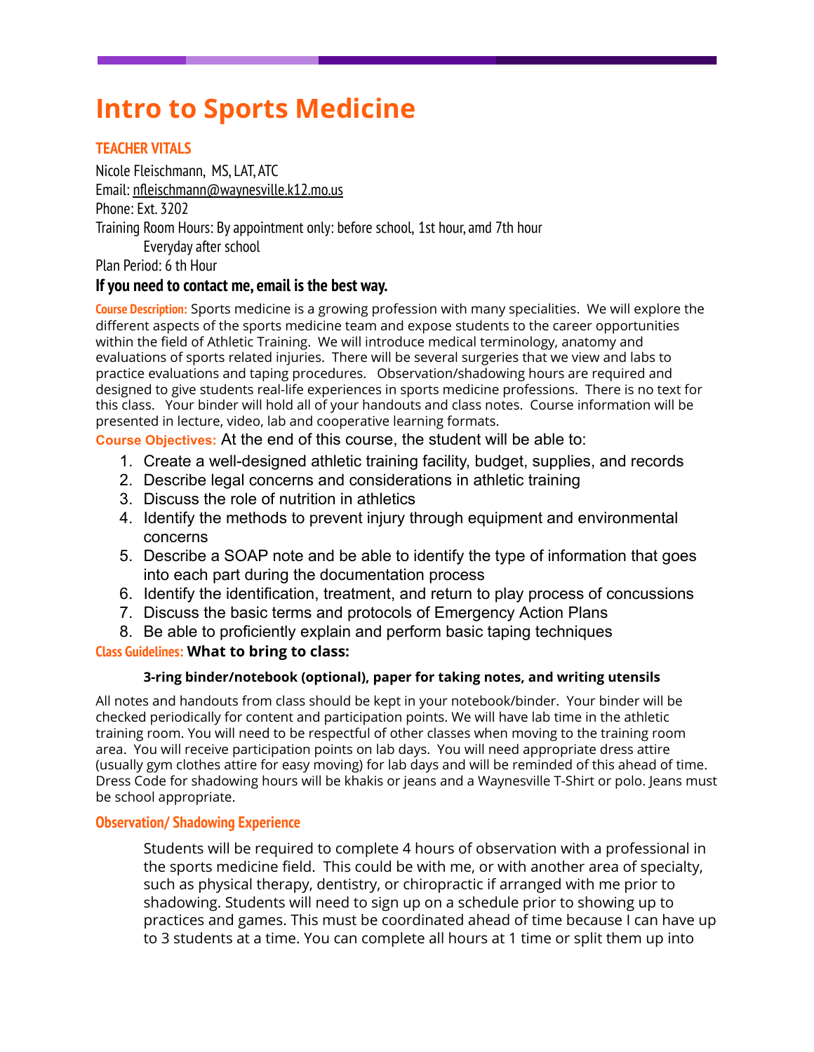# Intro to Sports Medicine

### TEACHER VITALS

Nicole Fleischmann, MS, LAT, ATC
Email: nfleischmann@waynesville.k12.mo.us
Phone: Ext. 3202
Training Room Hours: By appointment only: before school, 1st hour, amd 7th hour
Everyday after school
Plan Period: 6 th Hour

**If you need to contact me, email is the best way.**

**Course Description:** Sports medicine is a growing profession with many specialities. We will explore the different aspects of the sports medicine team and expose students to the career opportunities within the field of Athletic Training. We will introduce medical terminology, anatomy and evaluations of sports related injuries. There will be several surgeries that we view and labs to practice evaluations and taping procedures. Observation/shadowing hours are required and designed to give students real-life experiences in sports medicine professions. There is no text for this class. Your binder will hold all of your handouts and class notes. Course information will be presented in lecture, video, lab and cooperative learning formats.

**Course Objectives:** At the end of this course, the student will be able to:

1. Create a well-designed athletic training facility, budget, supplies, and records
2. Describe legal concerns and considerations in athletic training
3. Discuss the role of nutrition in athletics
4. Identify the methods to prevent injury through equipment and environmental concerns
5. Describe a SOAP note and be able to identify the type of information that goes into each part during the documentation process
6. Identify the identification, treatment, and return to play process of concussions
7. Discuss the basic terms and protocols of Emergency Action Plans
8. Be able to proficiently explain and perform basic taping techniques

**Class Guidelines:** **What to bring to class:**

**3-ring binder/notebook (optional), paper for taking notes, and writing utensils**

All notes and handouts from class should be kept in your notebook/binder. Your binder will be checked periodically for content and participation points. We will have lab time in the athletic training room. You will need to be respectful of other classes when moving to the training room area. You will receive participation points on lab days. You will need appropriate dress attire (usually gym clothes attire for easy moving) for lab days and will be reminded of this ahead of time. Dress Code for shadowing hours will be khakis or jeans and a Waynesville T-Shirt or polo. Jeans must be school appropriate.

### Observation/ Shadowing Experience

Students will be required to complete 4 hours of observation with a professional in the sports medicine field. This could be with me, or with another area of specialty, such as physical therapy, dentistry, or chiropractic if arranged with me prior to shadowing. Students will need to sign up on a schedule prior to showing up to practices and games. This must be coordinated ahead of time because I can have up to 3 students at a time. You can complete all hours at 1 time or split them up into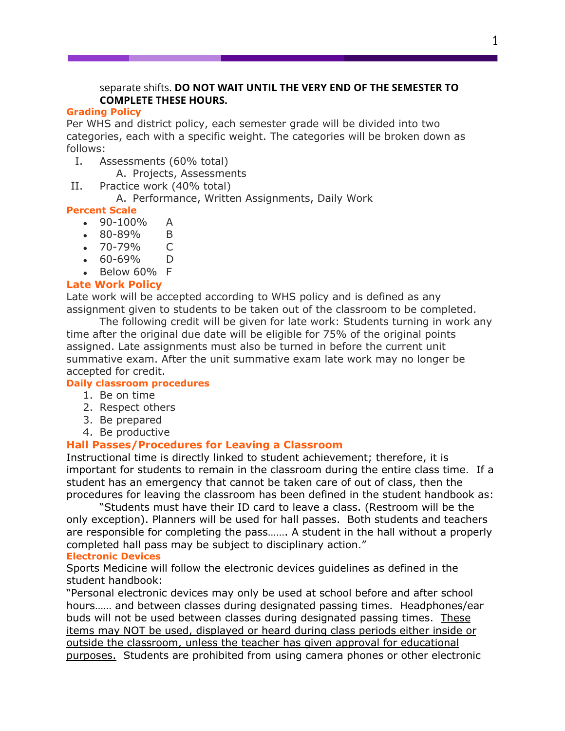separate shifts. **DO NOT WAIT UNTIL THE VERY END OF THE SEMESTER TO COMPLETE THESE HOURS.**

### Grading Policy

Per WHS and district policy, each semester grade will be divided into two categories, each with a specific weight. The categories will be broken down as follows:

I. Assessments (60% total)
   A. Projects, Assessments

II. Practice work (40% total)
   A. Performance, Written Assignments, Daily Work

### Percent Scale

- 90-100% A
- 80-89% B
- 70-79% C
- 60-69% D
- Below 60% F

### Late Work Policy

Late work will be accepted according to WHS policy and is defined as any assignment given to students to be taken out of the classroom to be completed.

The following credit will be given for late work: Students turning in work any time after the original due date will be eligible for 75% of the original points assigned. Late assignments must also be turned in before the current unit summative exam. After the unit summative exam late work may no longer be accepted for credit.

### Daily classroom procedures

1. Be on time
2. Respect others
3. Be prepared
4. Be productive

### Hall Passes/Procedures for Leaving a Classroom

Instructional time is directly linked to student achievement; therefore, it is important for students to remain in the classroom during the entire class time. If a student has an emergency that cannot be taken care of out of class, then the procedures for leaving the classroom has been defined in the student handbook as:

"Students must have their ID card to leave a class. (Restroom will be the only exception). Planners will be used for hall passes. Both students and teachers are responsible for completing the pass……. A student in the hall without a properly completed hall pass may be subject to disciplinary action."

### Electronic Devices

Sports Medicine will follow the electronic devices guidelines as defined in the student handbook:

"Personal electronic devices may only be used at school before and after school hours…… and between classes during designated passing times. Headphones/ear buds will not be used between classes during designated passing times. <u>These items may NOT be used, displayed or heard during class periods either inside or outside the classroom, unless the teacher has given approval for educational purposes.</u> Students are prohibited from using camera phones or other electronic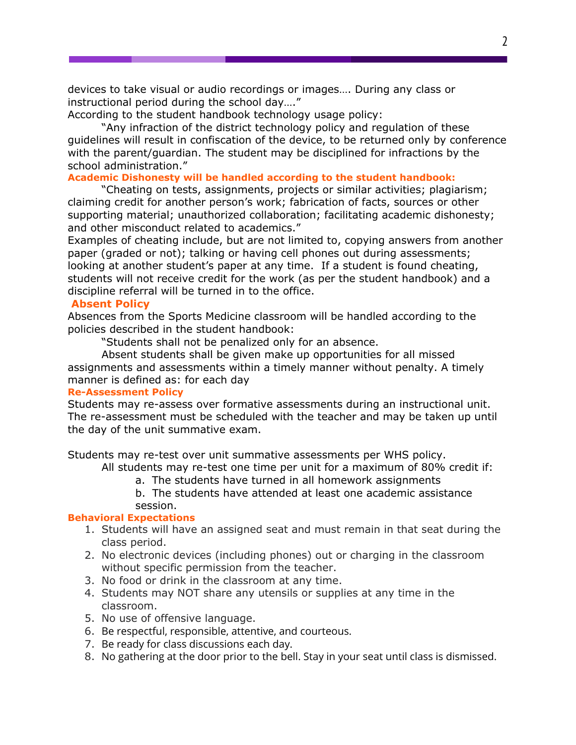devices to take visual or audio recordings or images…. During any class or instructional period during the school day….”

According to the student handbook technology usage policy:

“Any infraction of the district technology policy and regulation of these guidelines will result in confiscation of the device, to be returned only by conference with the parent/guardian. The student may be disciplined for infractions by the school administration.”

**Academic Dishonesty will be handled according to the student handbook:**

“Cheating on tests, assignments, projects or similar activities; plagiarism; claiming credit for another person’s work; fabrication of facts, sources or other supporting material; unauthorized collaboration; facilitating academic dishonesty; and other misconduct related to academics.”

Examples of cheating include, but are not limited to, copying answers from another paper (graded or not); talking or having cell phones out during assessments; looking at another student’s paper at any time. If a student is found cheating, students will not receive credit for the work (as per the student handbook) and a discipline referral will be turned in to the office.

**Absent Policy**

Absences from the Sports Medicine classroom will be handled according to the policies described in the student handbook:

“Students shall not be penalized only for an absence.

Absent students shall be given make up opportunities for all missed assignments and assessments within a timely manner without penalty. A timely manner is defined as: for each day

**Re-Assessment Policy**

Students may re-assess over formative assessments during an instructional unit. The re-assessment must be scheduled with the teacher and may be taken up until the day of the unit summative exam.

Students may re-test over unit summative assessments per WHS policy.

All students may re-test one time per unit for a maximum of 80% credit if:

a. The students have turned in all homework assignments
b. The students have attended at least one academic assistance session.

**Behavioral Expectations**

1. Students will have an assigned seat and must remain in that seat during the class period.
2. No electronic devices (including phones) out or charging in the classroom without specific permission from the teacher.
3. No food or drink in the classroom at any time.
4. Students may NOT share any utensils or supplies at any time in the classroom.
5. No use of offensive language.
6. Be respectful, responsible, attentive, and courteous.
7. Be ready for class discussions each day.
8. No gathering at the door prior to the bell. Stay in your seat until class is dismissed.